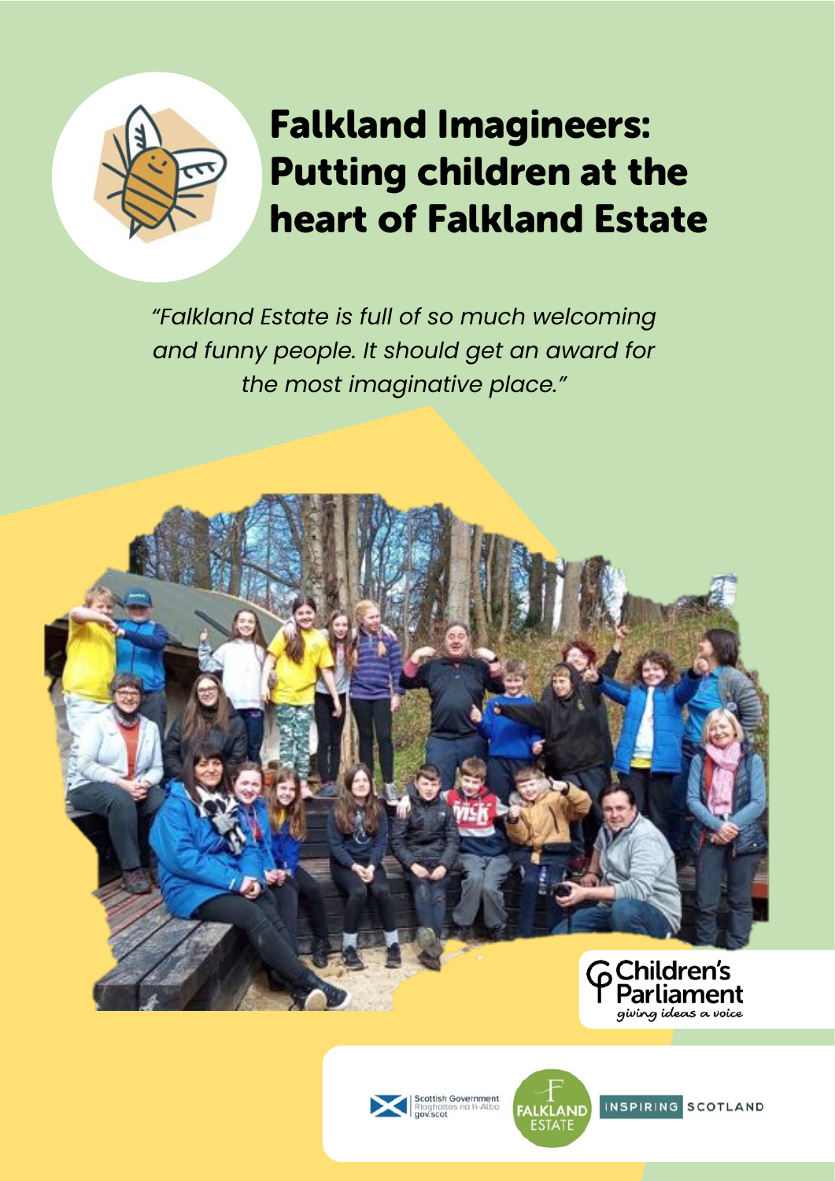# Falkland Imagineers: Putting children at the heart of Falkland Estate

*"Falkland Estate is full of so much welcoming and funny people. It should get an award for the most imaginative place."*

Children's Parliament
*giving ideas a voice*

Scottish Government
Riaghaltas na h-Alba
gov.scot

Falkland Estate

Inspiring Scotland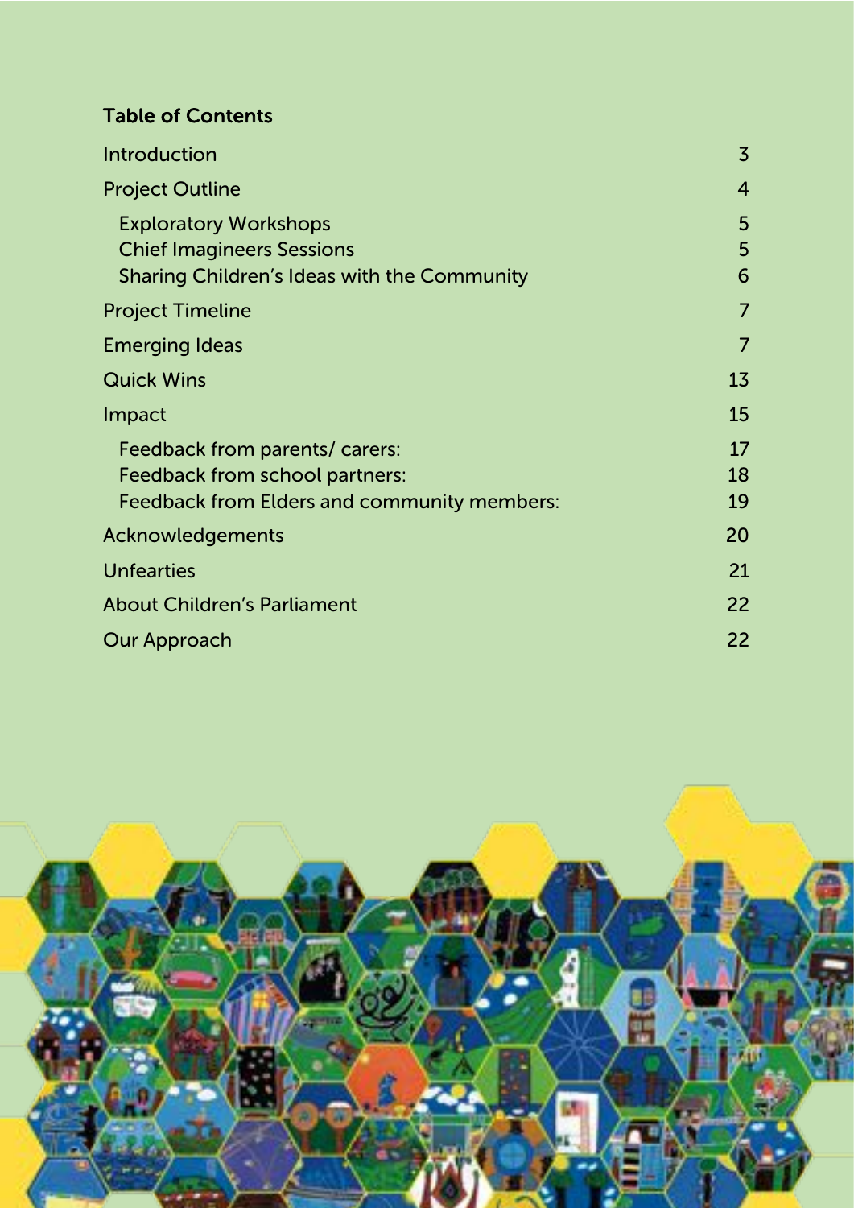## Table of Contents

| | |
|---|---|
| Introduction | 3 |
| Project Outline | 4 |
| Exploratory Workshops | 5 |
| Chief Imagineers Sessions | 5 |
| Sharing Children's Ideas with the Community | 6 |
| Project Timeline | 7 |
| Emerging Ideas | 7 |
| Quick Wins | 13 |
| Impact | 15 |
| Feedback from parents/ carers: | 17 |
| Feedback from school partners: | 18 |
| Feedback from Elders and community members: | 19 |
| Acknowledgements | 20 |
| Unfearties | 21 |
| About Children's Parliament | 22 |
| Our Approach | 22 |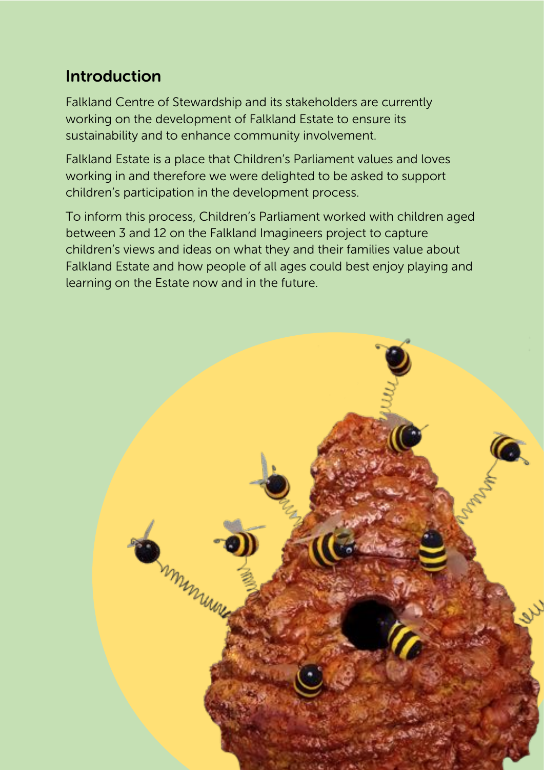## Introduction

Falkland Centre of Stewardship and its stakeholders are currently working on the development of Falkland Estate to ensure its sustainability and to enhance community involvement.

Falkland Estate is a place that Children's Parliament values and loves working in and therefore we were delighted to be asked to support children's participation in the development process.

To inform this process, Children's Parliament worked with children aged between 3 and 12 on the Falkland Imagineers project to capture children's views and ideas on what they and their families value about Falkland Estate and how people of all ages could best enjoy playing and learning on the Estate now and in the future.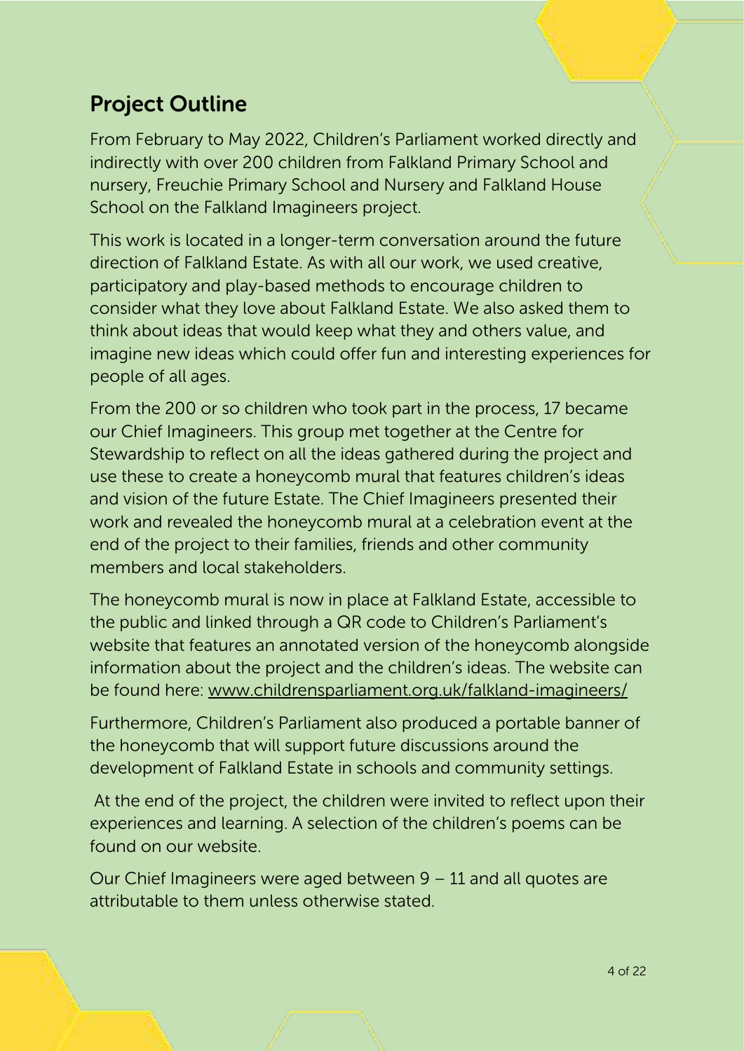## Project Outline

From February to May 2022, Children's Parliament worked directly and indirectly with over 200 children from Falkland Primary School and nursery, Freuchie Primary School and Nursery and Falkland House School on the Falkland Imagineers project.

This work is located in a longer-term conversation around the future direction of Falkland Estate. As with all our work, we used creative, participatory and play-based methods to encourage children to consider what they love about Falkland Estate. We also asked them to think about ideas that would keep what they and others value, and imagine new ideas which could offer fun and interesting experiences for people of all ages.

From the 200 or so children who took part in the process, 17 became our Chief Imagineers. This group met together at the Centre for Stewardship to reflect on all the ideas gathered during the project and use these to create a honeycomb mural that features children's ideas and vision of the future Estate. The Chief Imagineers presented their work and revealed the honeycomb mural at a celebration event at the end of the project to their families, friends and other community members and local stakeholders.

The honeycomb mural is now in place at Falkland Estate, accessible to the public and linked through a QR code to Children's Parliament's website that features an annotated version of the honeycomb alongside information about the project and the children's ideas. The website can be found here: www.childrensparliament.org.uk/falkland-imagineers/

Furthermore, Children's Parliament also produced a portable banner of the honeycomb that will support future discussions around the development of Falkland Estate in schools and community settings.

At the end of the project, the children were invited to reflect upon their experiences and learning. A selection of the children's poems can be found on our website.

Our Chief Imagineers were aged between 9 – 11 and all quotes are attributable to them unless otherwise stated.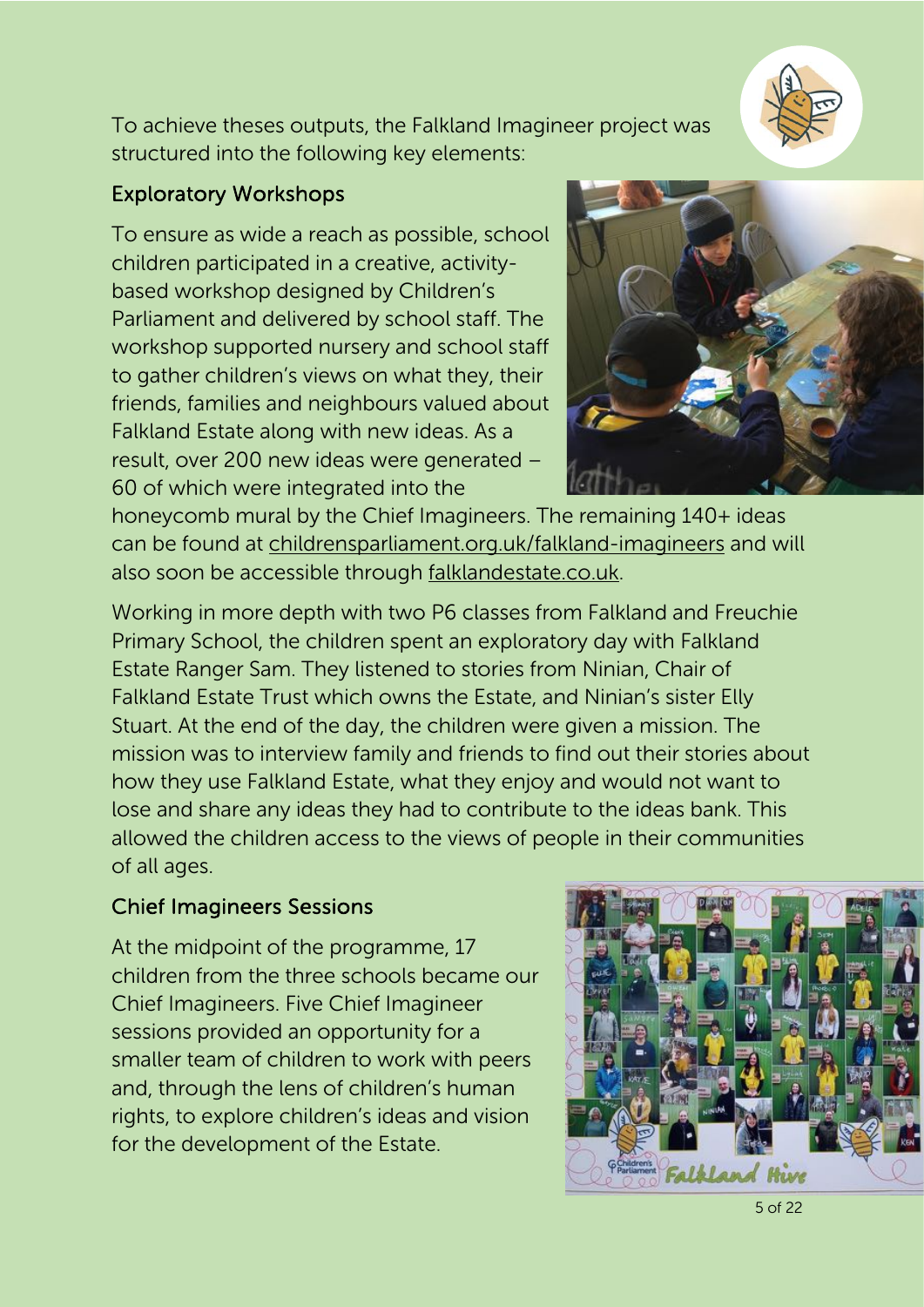To achieve theses outputs, the Falkland Imagineer project was structured into the following key elements:

## Exploratory Workshops

To ensure as wide a reach as possible, school children participated in a creative, activity-based workshop designed by Children's Parliament and delivered by school staff. The workshop supported nursery and school staff to gather children's views on what they, their friends, families and neighbours valued about Falkland Estate along with new ideas. As a result, over 200 new ideas were generated – 60 of which were integrated into the honeycomb mural by the Chief Imagineers. The remaining 140+ ideas can be found at childrensparliament.org.uk/falkland-imagineers and will also soon be accessible through falklandestate.co.uk.

Working in more depth with two P6 classes from Falkland and Freuchie Primary School, the children spent an exploratory day with Falkland Estate Ranger Sam. They listened to stories from Ninian, Chair of Falkland Estate Trust which owns the Estate, and Ninian's sister Elly Stuart. At the end of the day, the children were given a mission. The mission was to interview family and friends to find out their stories about how they use Falkland Estate, what they enjoy and would not want to lose and share any ideas they had to contribute to the ideas bank. This allowed the children access to the views of people in their communities of all ages.

## Chief Imagineers Sessions

At the midpoint of the programme, 17 children from the three schools became our Chief Imagineers. Five Chief Imagineer sessions provided an opportunity for a smaller team of children to work with peers and, through the lens of children's human rights, to explore children's ideas and vision for the development of the Estate.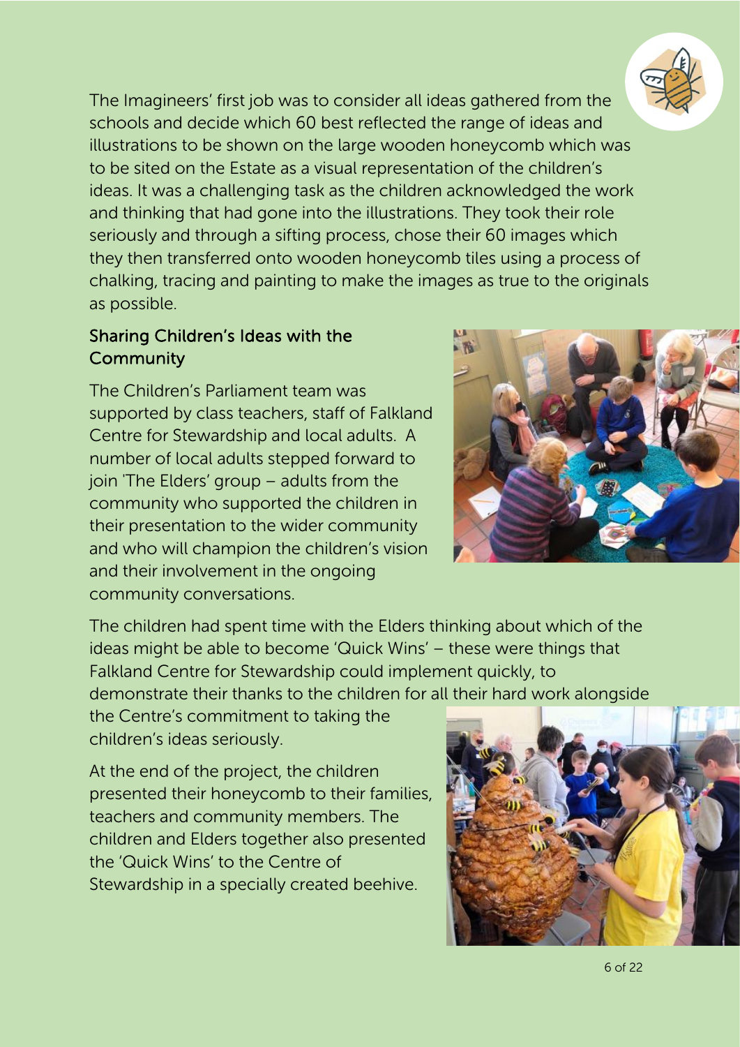The Imagineers' first job was to consider all ideas gathered from the schools and decide which 60 best reflected the range of ideas and illustrations to be shown on the large wooden honeycomb which was to be sited on the Estate as a visual representation of the children's ideas. It was a challenging task as the children acknowledged the work and thinking that had gone into the illustrations. They took their role seriously and through a sifting process, chose their 60 images which they then transferred onto wooden honeycomb tiles using a process of chalking, tracing and painting to make the images as true to the originals as possible.

## Sharing Children's Ideas with the Community

The Children's Parliament team was supported by class teachers, staff of Falkland Centre for Stewardship and local adults. A number of local adults stepped forward to join 'The Elders' group – adults from the community who supported the children in their presentation to the wider community and who will champion the children's vision and their involvement in the ongoing community conversations.

The children had spent time with the Elders thinking about which of the ideas might be able to become 'Quick Wins' – these were things that Falkland Centre for Stewardship could implement quickly, to demonstrate their thanks to the children for all their hard work alongside the Centre's commitment to taking the children's ideas seriously.

At the end of the project, the children presented their honeycomb to their families, teachers and community members. The children and Elders together also presented the 'Quick Wins' to the Centre of Stewardship in a specially created beehive.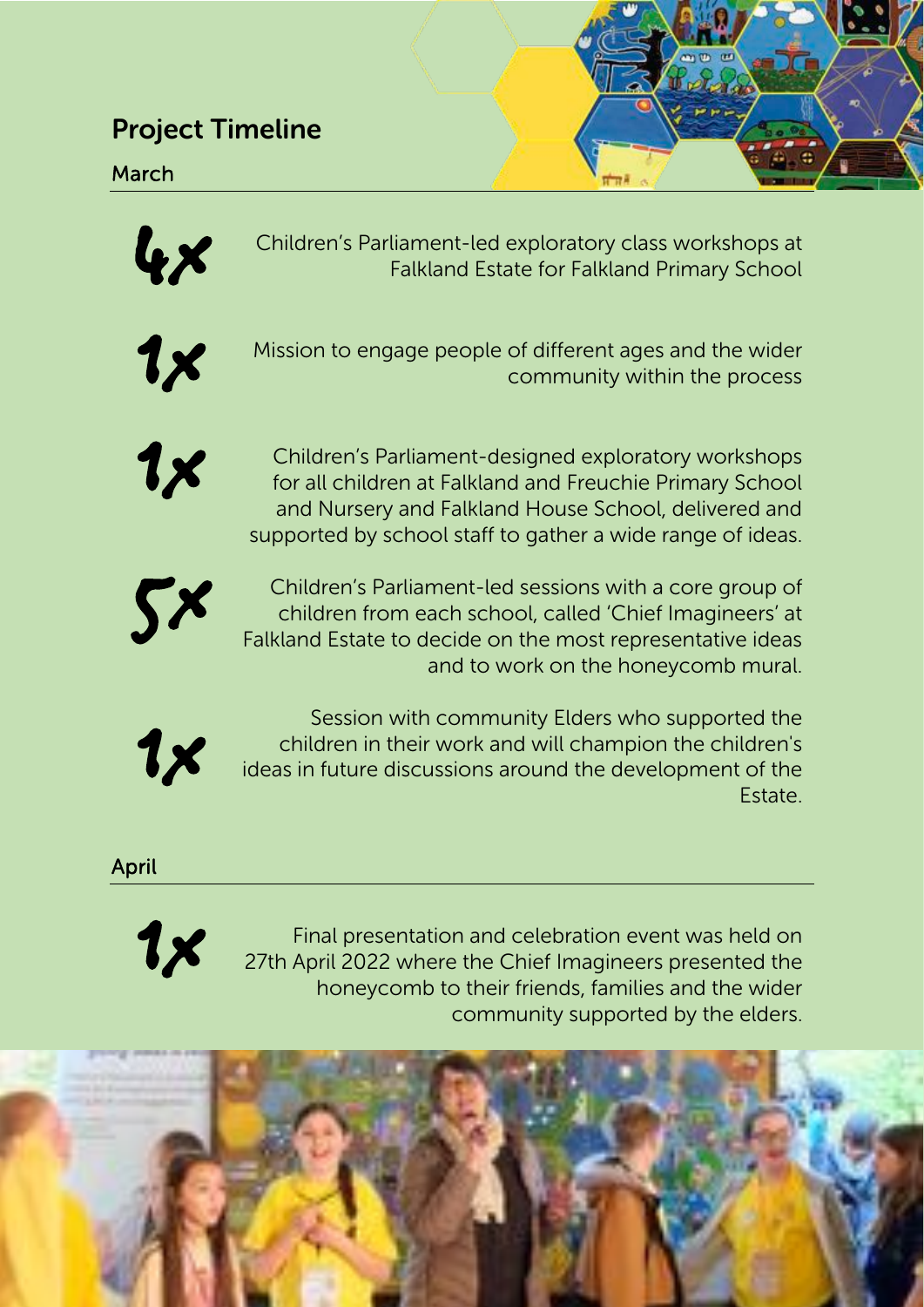## Project Timeline

### March

**4x** Children's Parliament-led exploratory class workshops at Falkland Estate for Falkland Primary School

**1x** Mission to engage people of different ages and the wider community within the process

**1x** Children's Parliament-designed exploratory workshops for all children at Falkland and Freuchie Primary School and Nursery and Falkland House School, delivered and supported by school staff to gather a wide range of ideas.

**5x** Children's Parliament-led sessions with a core group of children from each school, called 'Chief Imagineers' at Falkland Estate to decide on the most representative ideas and to work on the honeycomb mural.

**1x** Session with community Elders who supported the children in their work and will champion the children's ideas in future discussions around the development of the Estate.

### April

**1x** Final presentation and celebration event was held on 27th April 2022 where the Chief Imagineers presented the honeycomb to their friends, families and the wider community supported by the elders.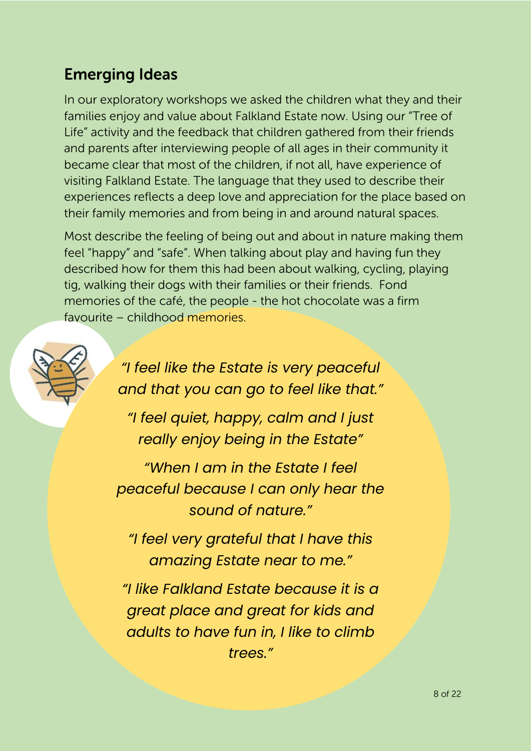## Emerging Ideas

In our exploratory workshops we asked the children what they and their families enjoy and value about Falkland Estate now. Using our "Tree of Life" activity and the feedback that children gathered from their friends and parents after interviewing people of all ages in their community it became clear that most of the children, if not all, have experience of visiting Falkland Estate. The language that they used to describe their experiences reflects a deep love and appreciation for the place based on their family memories and from being in and around natural spaces.

Most describe the feeling of being out and about in nature making them feel "happy" and "safe". When talking about play and having fun they described how for them this had been about walking, cycling, playing tig, walking their dogs with their families or their friends. Fond memories of the café, the people - the hot chocolate was a firm favourite – childhood memories.

*"I feel like the Estate is very peaceful and that you can go to feel like that."*

*"I feel quiet, happy, calm and I just really enjoy being in the Estate"*

*"When I am in the Estate I feel peaceful because I can only hear the sound of nature."*

*"I feel very grateful that I have this amazing Estate near to me."*

*"I like Falkland Estate because it is a great place and great for kids and adults to have fun in, I like to climb trees."*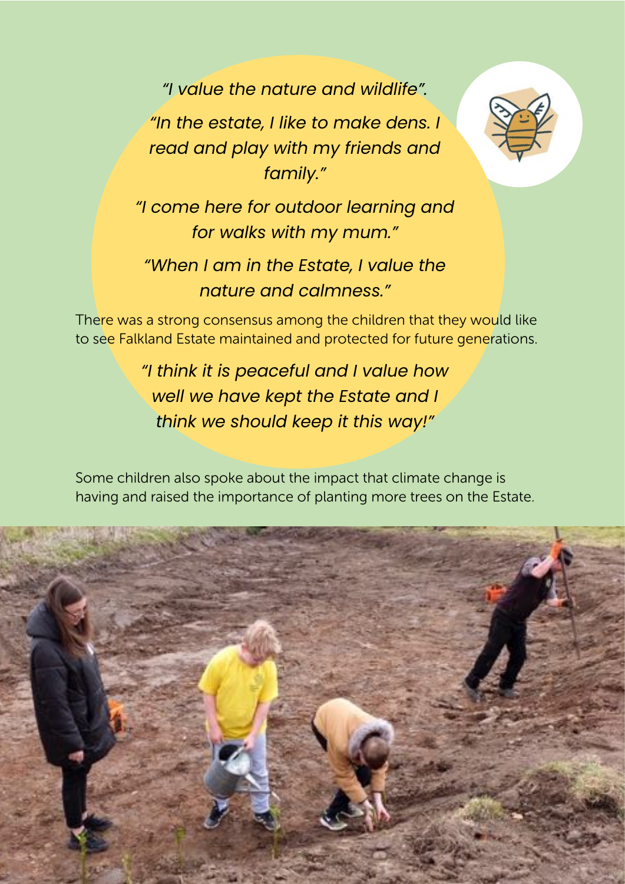*"I value the nature and wildlife".*

*"In the estate, I like to make dens. I read and play with my friends and family."*

*"I come here for outdoor learning and for walks with my mum."*

*"When I am in the Estate, I value the nature and calmness."*

There was a strong consensus among the children that they would like to see Falkland Estate maintained and protected for future generations.

*"I think it is peaceful and I value how well we have kept the Estate and I think we should keep it this way!"*

Some children also spoke about the impact that climate change is having and raised the importance of planting more trees on the Estate.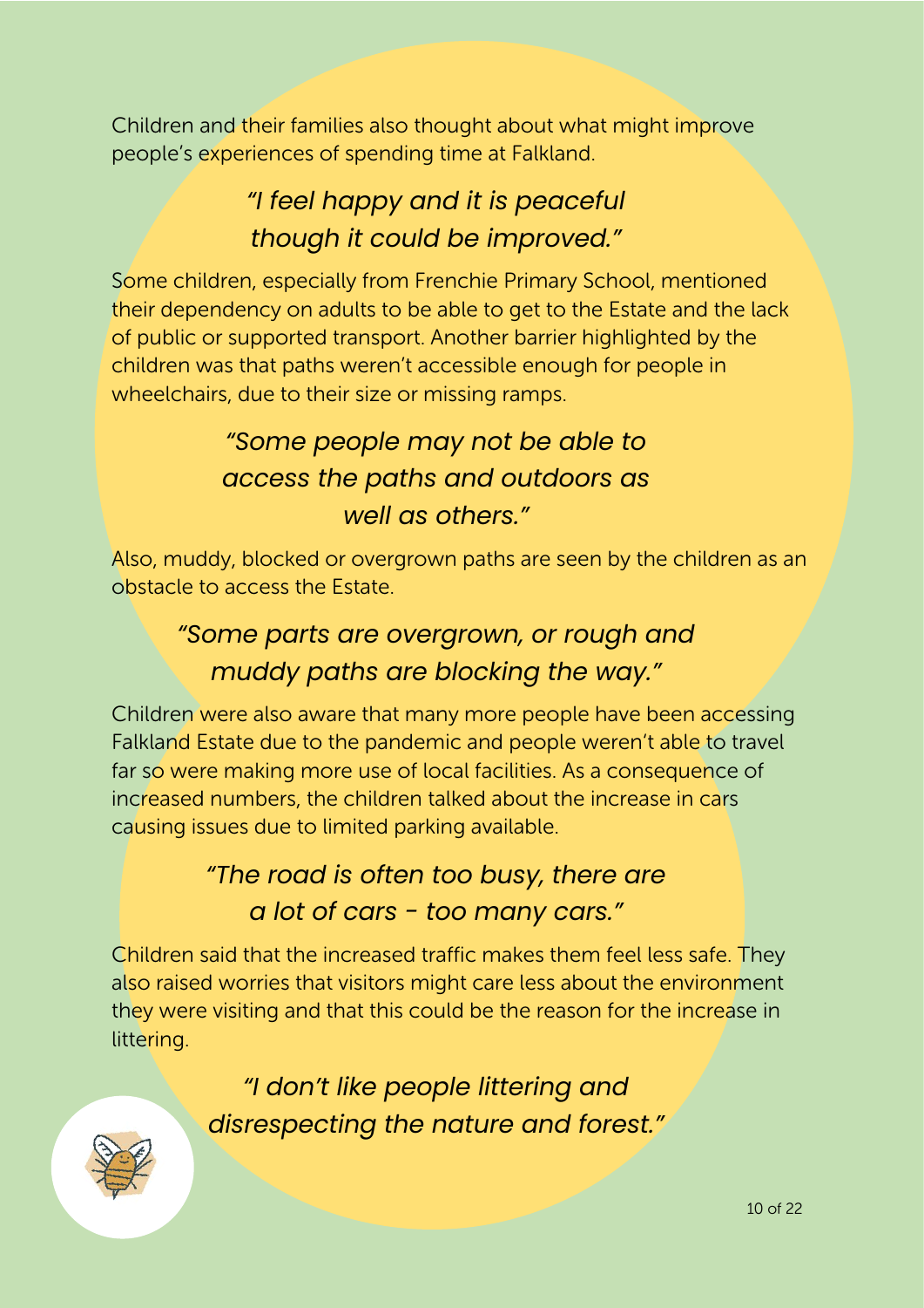Children and their families also thought about what might improve people's experiences of spending time at Falkland.

> *"I feel happy and it is peaceful though it could be improved."*

Some children, especially from Frenchie Primary School, mentioned their dependency on adults to be able to get to the Estate and the lack of public or supported transport. Another barrier highlighted by the children was that paths weren't accessible enough for people in wheelchairs, due to their size or missing ramps.

> *"Some people may not be able to access the paths and outdoors as well as others."*

Also, muddy, blocked or overgrown paths are seen by the children as an obstacle to access the Estate.

> *"Some parts are overgrown, or rough and muddy paths are blocking the way."*

Children were also aware that many more people have been accessing Falkland Estate due to the pandemic and people weren't able to travel far so were making more use of local facilities. As a consequence of increased numbers, the children talked about the increase in cars causing issues due to limited parking available.

> *"The road is often too busy, there are a lot of cars - too many cars."*

Children said that the increased traffic makes them feel less safe. They also raised worries that visitors might care less about the environment they were visiting and that this could be the reason for the increase in littering.

> *"I don't like people littering and disrespecting the nature and forest."*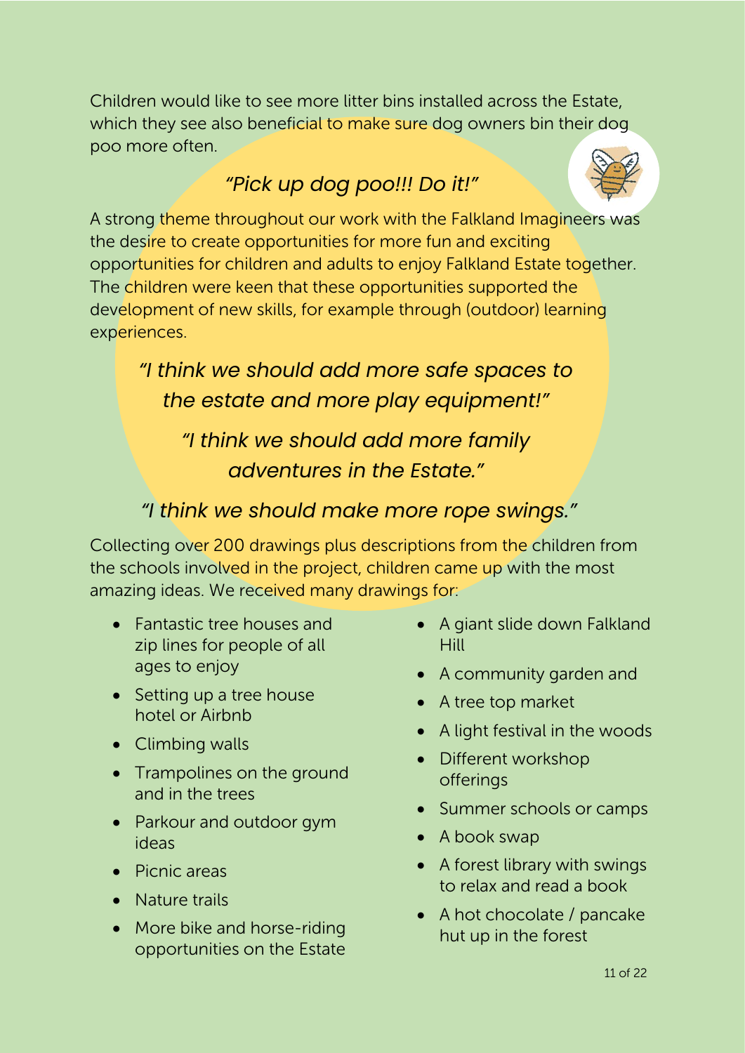Children would like to see more litter bins installed across the Estate, which they see also beneficial to make sure dog owners bin their dog poo more often.

*"Pick up dog poo!!! Do it!"*

A strong theme throughout our work with the Falkland Imagineers was the desire to create opportunities for more fun and exciting opportunities for children and adults to enjoy Falkland Estate together. The children were keen that these opportunities supported the development of new skills, for example through (outdoor) learning experiences.

*"I think we should add more safe spaces to the estate and more play equipment!"*

*"I think we should add more family adventures in the Estate."*

*"I think we should make more rope swings."*

Collecting over 200 drawings plus descriptions from the children from the schools involved in the project, children came up with the most amazing ideas. We received many drawings for:

- Fantastic tree houses and zip lines for people of all ages to enjoy
- Setting up a tree house hotel or Airbnb
- Climbing walls
- Trampolines on the ground and in the trees
- Parkour and outdoor gym ideas
- Picnic areas
- Nature trails
- More bike and horse-riding opportunities on the Estate
- A giant slide down Falkland Hill
- A community garden and
- A tree top market
- A light festival in the woods
- Different workshop offerings
- Summer schools or camps
- A book swap
- A forest library with swings to relax and read a book
- A hot chocolate / pancake hut up in the forest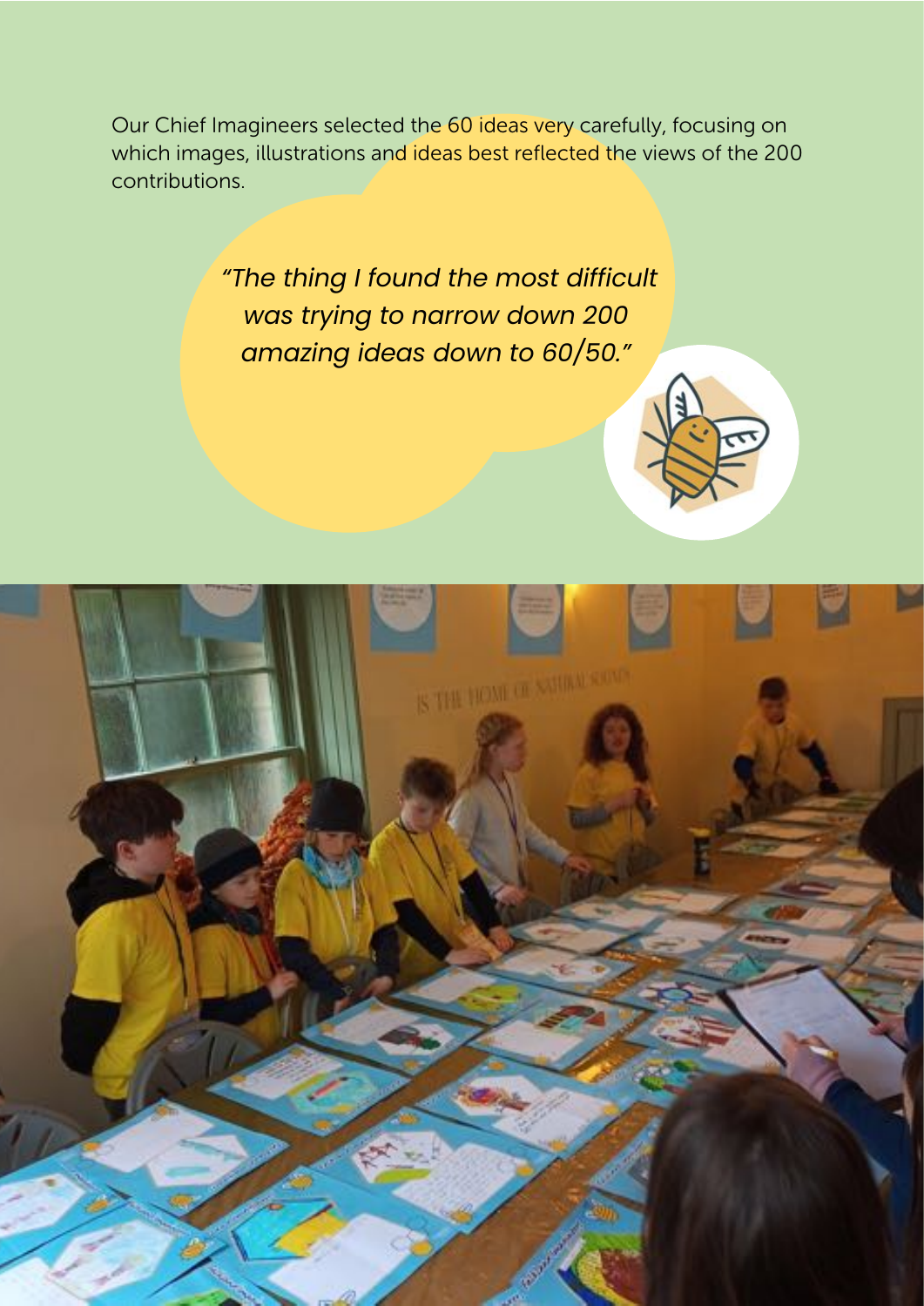Our Chief Imagineers selected the 60 ideas very carefully, focusing on which images, illustrations and ideas best reflected the views of the 200 contributions.

> *"The thing I found the most difficult was trying to narrow down 200 amazing ideas down to 60/50."*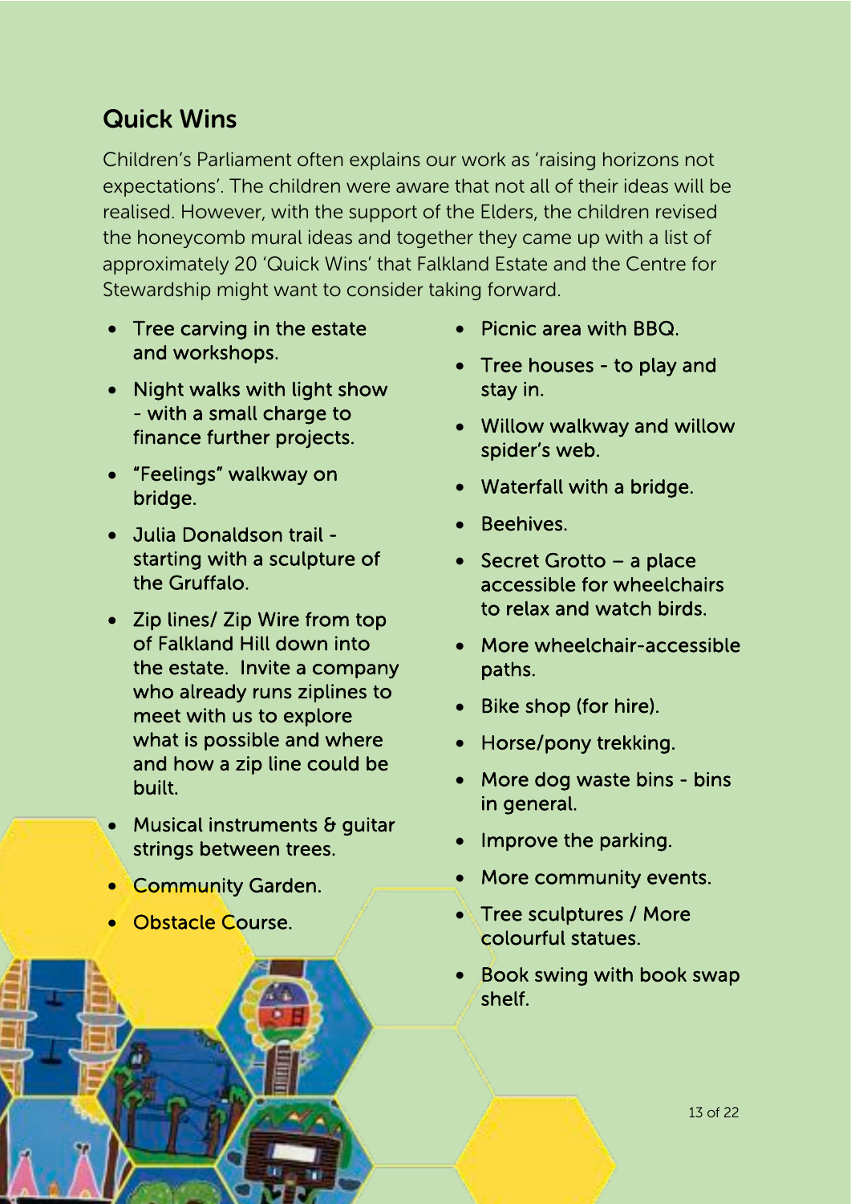## Quick Wins

Children's Parliament often explains our work as 'raising horizons not expectations'. The children were aware that not all of their ideas will be realised. However, with the support of the Elders, the children revised the honeycomb mural ideas and together they came up with a list of approximately 20 'Quick Wins' that Falkland Estate and the Centre for Stewardship might want to consider taking forward.

- Tree carving in the estate and workshops.
- Night walks with light show - with a small charge to finance further projects.
- "Feelings" walkway on bridge.
- Julia Donaldson trail - starting with a sculpture of the Gruffalo.
- Zip lines/ Zip Wire from top of Falkland Hill down into the estate. Invite a company who already runs ziplines to meet with us to explore what is possible and where and how a zip line could be built.
- Musical instruments & guitar strings between trees.
- Community Garden.
- Obstacle Course.
- Picnic area with BBQ.
- Tree houses - to play and stay in.
- Willow walkway and willow spider's web.
- Waterfall with a bridge.
- Beehives.
- Secret Grotto – a place accessible for wheelchairs to relax and watch birds.
- More wheelchair-accessible paths.
- Bike shop (for hire).
- Horse/pony trekking.
- More dog waste bins - bins in general.
- Improve the parking.
- More community events.
- Tree sculptures / More colourful statues.
- Book swing with book swap shelf.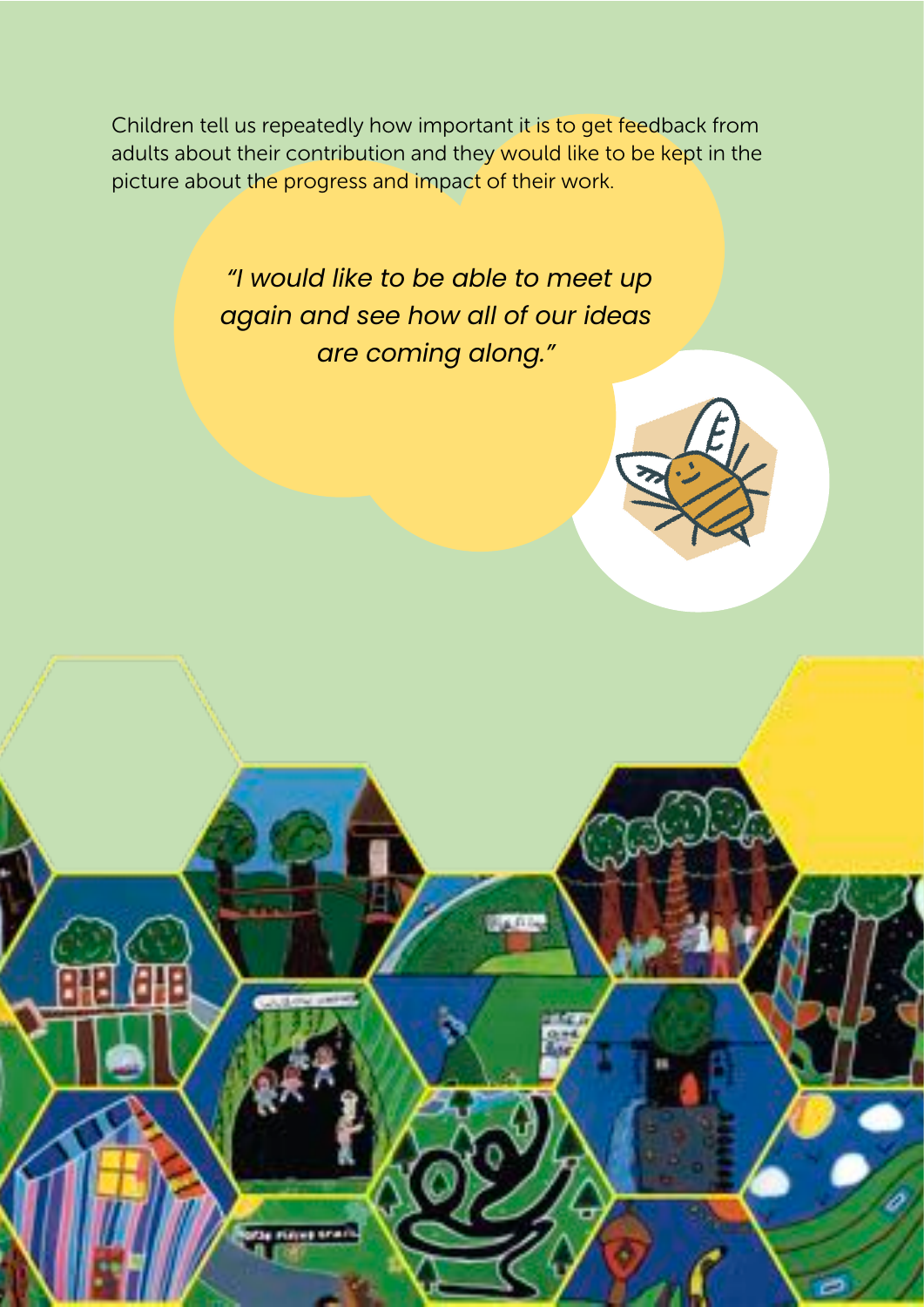Children tell us repeatedly how important it is to get feedback from adults about their contribution and they would like to be kept in the picture about the progress and impact of their work.

*"I would like to be able to meet up again and see how all of our ideas are coming along."*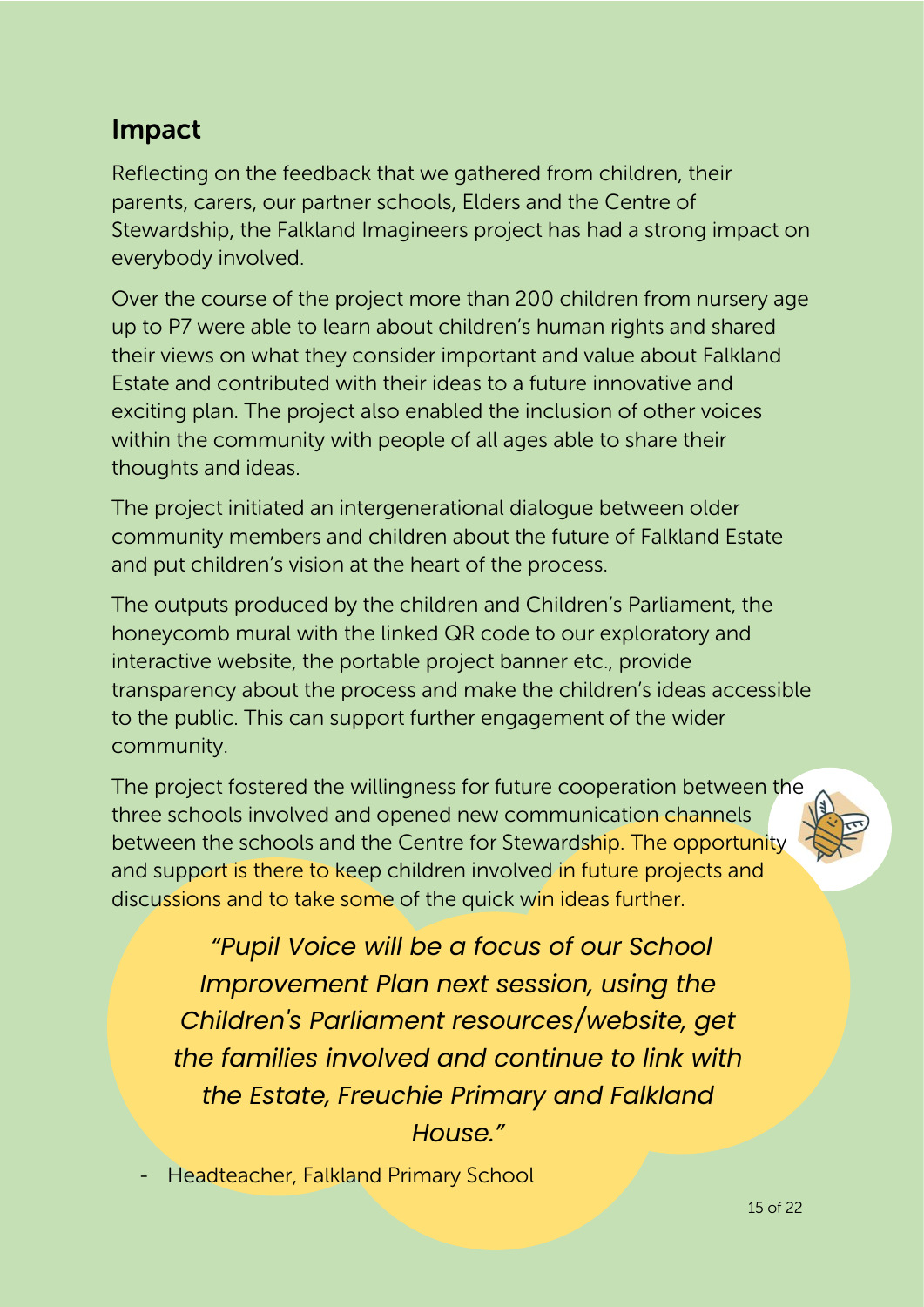## Impact

Reflecting on the feedback that we gathered from children, their parents, carers, our partner schools, Elders and the Centre of Stewardship, the Falkland Imagineers project has had a strong impact on everybody involved.

Over the course of the project more than 200 children from nursery age up to P7 were able to learn about children's human rights and shared their views on what they consider important and value about Falkland Estate and contributed with their ideas to a future innovative and exciting plan. The project also enabled the inclusion of other voices within the community with people of all ages able to share their thoughts and ideas.

The project initiated an intergenerational dialogue between older community members and children about the future of Falkland Estate and put children's vision at the heart of the process.

The outputs produced by the children and Children's Parliament, the honeycomb mural with the linked QR code to our exploratory and interactive website, the portable project banner etc., provide transparency about the process and make the children's ideas accessible to the public. This can support further engagement of the wider community.

The project fostered the willingness for future cooperation between the three schools involved and opened new communication channels between the schools and the Centre for Stewardship. The opportunity and support is there to keep children involved in future projects and discussions and to take some of the quick win ideas further.

> *"Pupil Voice will be a focus of our School Improvement Plan next session, using the Children's Parliament resources/website, get the families involved and continue to link with the Estate, Freuchie Primary and Falkland House."*

- Headteacher, Falkland Primary School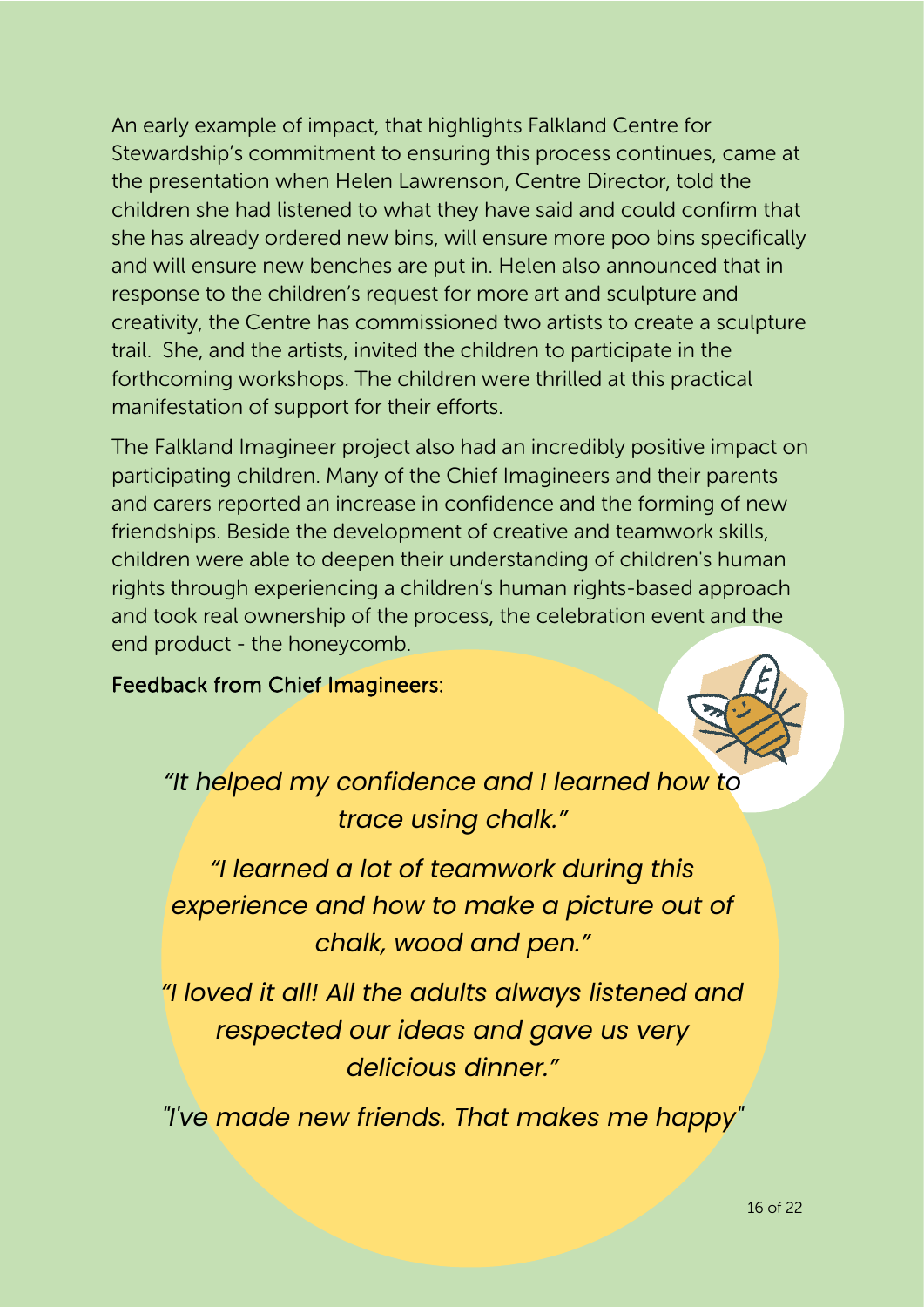An early example of impact, that highlights Falkland Centre for Stewardship's commitment to ensuring this process continues, came at the presentation when Helen Lawrenson, Centre Director, told the children she had listened to what they have said and could confirm that she has already ordered new bins, will ensure more poo bins specifically and will ensure new benches are put in. Helen also announced that in response to the children's request for more art and sculpture and creativity, the Centre has commissioned two artists to create a sculpture trail. She, and the artists, invited the children to participate in the forthcoming workshops. The children were thrilled at this practical manifestation of support for their efforts.

The Falkland Imagineer project also had an incredibly positive impact on participating children. Many of the Chief Imagineers and their parents and carers reported an increase in confidence and the forming of new friendships. Beside the development of creative and teamwork skills, children were able to deepen their understanding of children's human rights through experiencing a children's human rights-based approach and took real ownership of the process, the celebration event and the end product - the honeycomb.

Feedback from Chief Imagineers:

*"It helped my confidence and I learned how to trace using chalk."*

*"I learned a lot of teamwork during this experience and how to make a picture out of chalk, wood and pen."*

*"I loved it all! All the adults always listened and respected our ideas and gave us very delicious dinner."*

*"I've made new friends. That makes me happy"*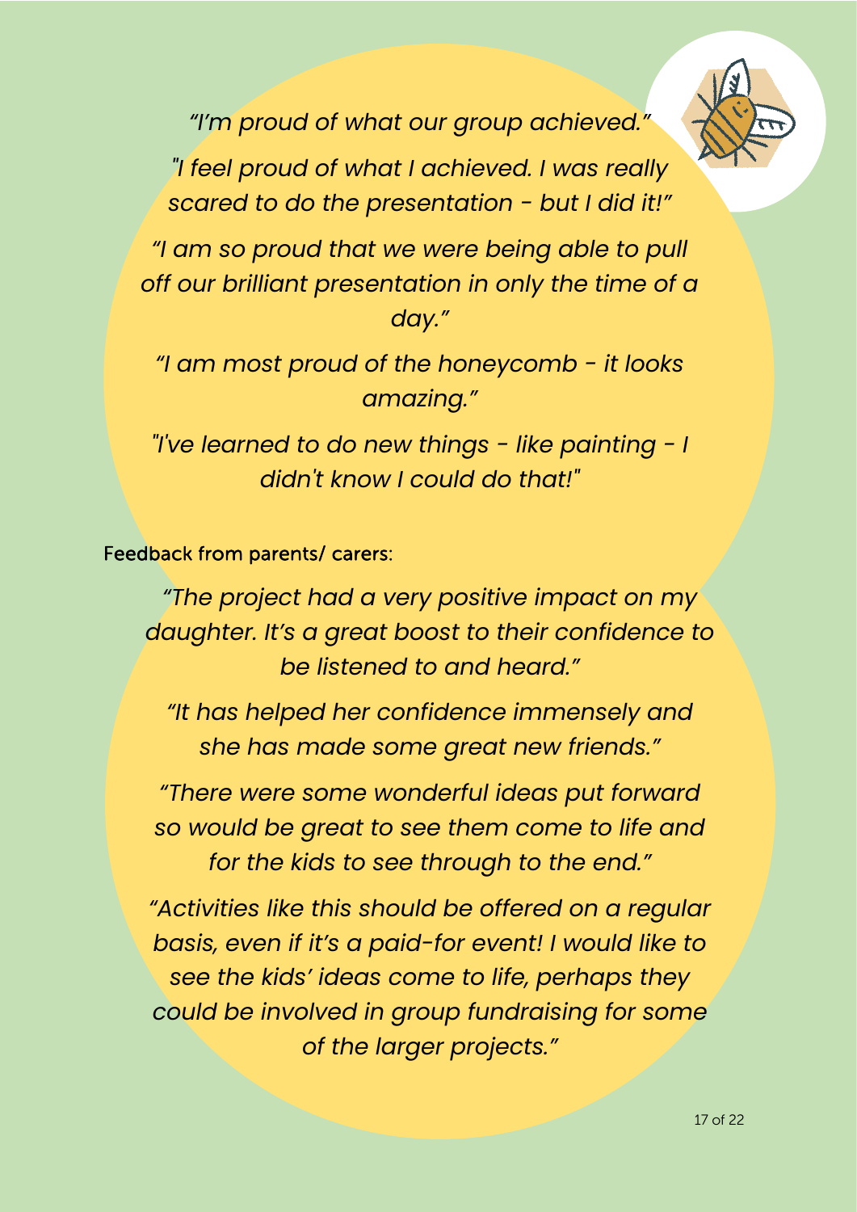*“I’m proud of what our group achieved.”*

*"I feel proud of what I achieved. I was really scared to do the presentation - but I did it!”*

*“I am so proud that we were being able to pull off our brilliant presentation in only the time of a day.”*

*“I am most proud of the honeycomb - it looks amazing.”*

*"I've learned to do new things - like painting - I didn't know I could do that!"*

Feedback from parents/ carers:

*“The project had a very positive impact on my daughter. It’s a great boost to their confidence to be listened to and heard.”*

*“It has helped her confidence immensely and she has made some great new friends.”*

*“There were some wonderful ideas put forward so would be great to see them come to life and for the kids to see through to the end.”*

*“Activities like this should be offered on a regular basis, even if it’s a paid-for event! I would like to see the kids’ ideas come to life, perhaps they could be involved in group fundraising for some of the larger projects.”*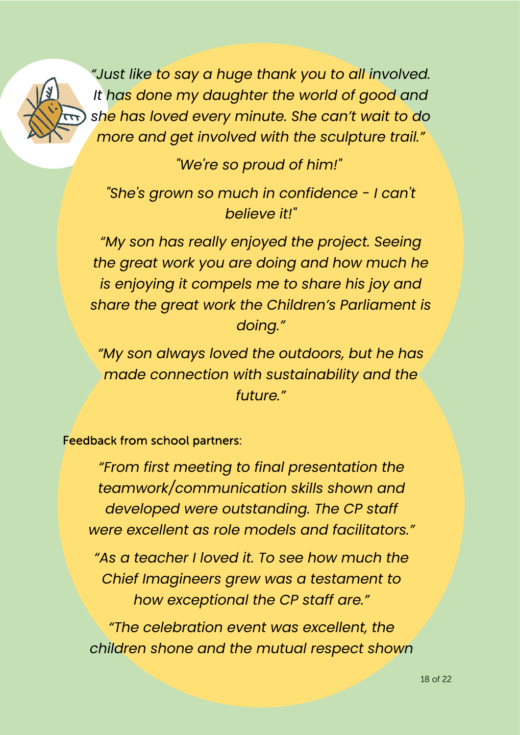*“Just like to say a huge thank you to all involved. It has done my daughter the world of good and she has loved every minute. She can’t wait to do more and get involved with the sculpture trail.”*

*"We're so proud of him!"*

*"She's grown so much in confidence - I can't believe it!"*

*“My son has really enjoyed the project. Seeing the great work you are doing and how much he is enjoying it compels me to share his joy and share the great work the Children’s Parliament is doing.”*

*“My son always loved the outdoors, but he has made connection with sustainability and the future.”*

Feedback from school partners:

*“From first meeting to final presentation the teamwork/communication skills shown and developed were outstanding. The CP staff were excellent as role models and facilitators.”*

*“As a teacher I loved it. To see how much the Chief Imagineers grew was a testament to how exceptional the CP staff are.”*

*“The celebration event was excellent, the children shone and the mutual respect shown*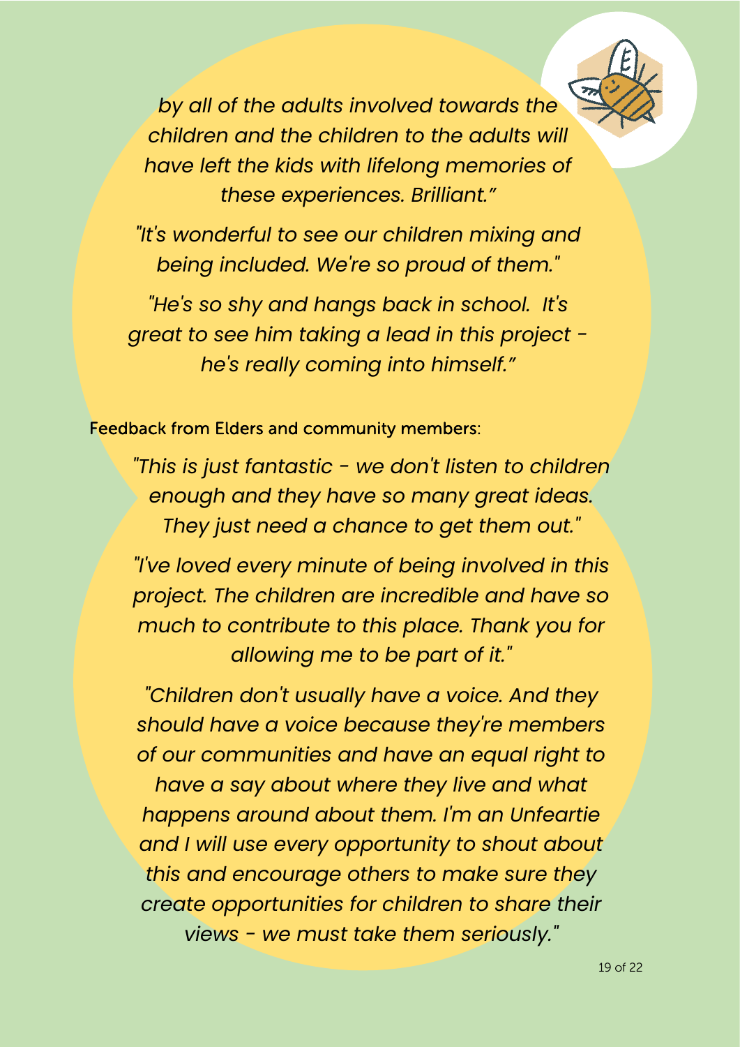*by all of the adults involved towards the children and the children to the adults will have left the kids with lifelong memories of these experiences. Brilliant."*

*"It's wonderful to see our children mixing and being included. We're so proud of them."*

*"He's so shy and hangs back in school. It's great to see him taking a lead in this project - he's really coming into himself."*

Feedback from Elders and community members:

*"This is just fantastic - we don't listen to children enough and they have so many great ideas. They just need a chance to get them out."*

*"I've loved every minute of being involved in this project. The children are incredible and have so much to contribute to this place. Thank you for allowing me to be part of it."*

*"Children don't usually have a voice. And they should have a voice because they're members of our communities and have an equal right to have a say about where they live and what happens around about them. I'm an Unfeartie and I will use every opportunity to shout about this and encourage others to make sure they create opportunities for children to share their views - we must take them seriously."*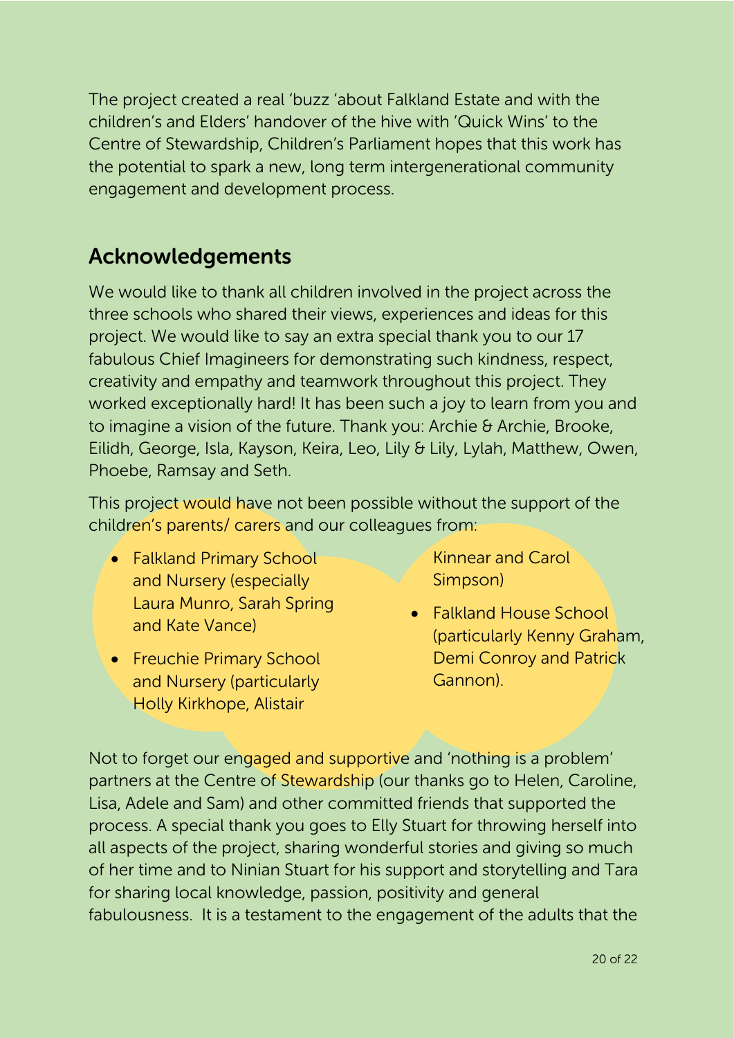The project created a real 'buzz 'about Falkland Estate and with the children's and Elders' handover of the hive with 'Quick Wins' to the Centre of Stewardship, Children's Parliament hopes that this work has the potential to spark a new, long term intergenerational community engagement and development process.

## Acknowledgements

We would like to thank all children involved in the project across the three schools who shared their views, experiences and ideas for this project. We would like to say an extra special thank you to our 17 fabulous Chief Imagineers for demonstrating such kindness, respect, creativity and empathy and teamwork throughout this project. They worked exceptionally hard! It has been such a joy to learn from you and to imagine a vision of the future. Thank you: Archie & Archie, Brooke, Eilidh, George, Isla, Kayson, Keira, Leo, Lily & Lily, Lylah, Matthew, Owen, Phoebe, Ramsay and Seth.

This project would have not been possible without the support of the children's parents/ carers and our colleagues from:

- Falkland Primary School and Nursery (especially Laura Munro, Sarah Spring and Kate Vance)
- Freuchie Primary School and Nursery (particularly Holly Kirkhope, Alistair Kinnear and Carol Simpson)
- Falkland House School (particularly Kenny Graham, Demi Conroy and Patrick Gannon).

Not to forget our engaged and supportive and 'nothing is a problem' partners at the Centre of Stewardship (our thanks go to Helen, Caroline, Lisa, Adele and Sam) and other committed friends that supported the process. A special thank you goes to Elly Stuart for throwing herself into all aspects of the project, sharing wonderful stories and giving so much of her time and to Ninian Stuart for his support and storytelling and Tara for sharing local knowledge, passion, positivity and general fabulousness. It is a testament to the engagement of the adults that the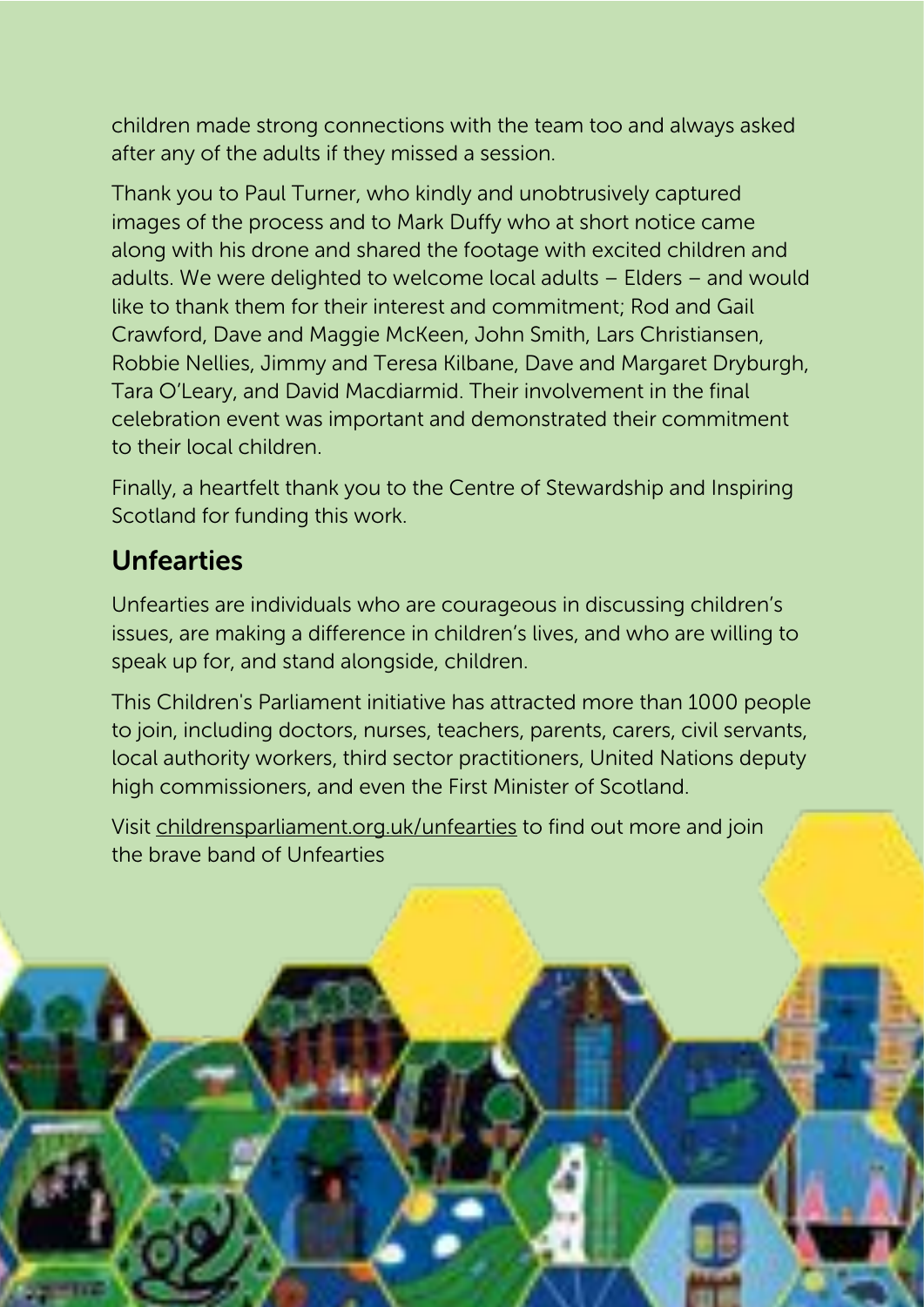children made strong connections with the team too and always asked after any of the adults if they missed a session.

Thank you to Paul Turner, who kindly and unobtrusively captured images of the process and to Mark Duffy who at short notice came along with his drone and shared the footage with excited children and adults. We were delighted to welcome local adults – Elders – and would like to thank them for their interest and commitment; Rod and Gail Crawford, Dave and Maggie McKeen, John Smith, Lars Christiansen, Robbie Nellies, Jimmy and Teresa Kilbane, Dave and Margaret Dryburgh, Tara O'Leary, and David Macdiarmid. Their involvement in the final celebration event was important and demonstrated their commitment to their local children.

Finally, a heartfelt thank you to the Centre of Stewardship and Inspiring Scotland for funding this work.

## Unfearties

Unfearties are individuals who are courageous in discussing children's issues, are making a difference in children's lives, and who are willing to speak up for, and stand alongside, children.

This Children's Parliament initiative has attracted more than 1000 people to join, including doctors, nurses, teachers, parents, carers, civil servants, local authority workers, third sector practitioners, United Nations deputy high commissioners, and even the First Minister of Scotland.

Visit childrensparliament.org.uk/unfearties to find out more and join the brave band of Unfearties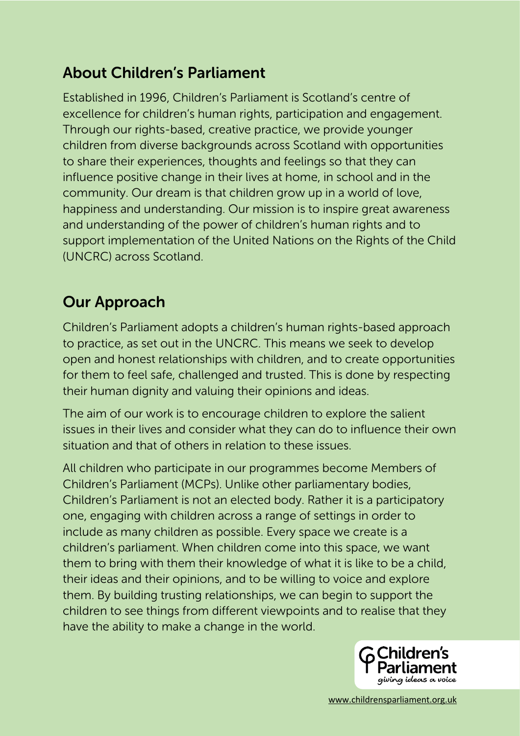## About Children's Parliament

Established in 1996, Children's Parliament is Scotland's centre of excellence for children's human rights, participation and engagement. Through our rights-based, creative practice, we provide younger children from diverse backgrounds across Scotland with opportunities to share their experiences, thoughts and feelings so that they can influence positive change in their lives at home, in school and in the community. Our dream is that children grow up in a world of love, happiness and understanding. Our mission is to inspire great awareness and understanding of the power of children's human rights and to support implementation of the United Nations on the Rights of the Child (UNCRC) across Scotland.

## Our Approach

Children's Parliament adopts a children's human rights-based approach to practice, as set out in the UNCRC. This means we seek to develop open and honest relationships with children, and to create opportunities for them to feel safe, challenged and trusted. This is done by respecting their human dignity and valuing their opinions and ideas.

The aim of our work is to encourage children to explore the salient issues in their lives and consider what they can do to influence their own situation and that of others in relation to these issues.

All children who participate in our programmes become Members of Children's Parliament (MCPs). Unlike other parliamentary bodies, Children's Parliament is not an elected body. Rather it is a participatory one, engaging with children across a range of settings in order to include as many children as possible. Every space we create is a children's parliament. When children come into this space, we want them to bring with them their knowledge of what it is like to be a child, their ideas and their opinions, and to be willing to voice and explore them. By building trusting relationships, we can begin to support the children to see things from different viewpoints and to realise that they have the ability to make a change in the world.

Children's Parliament
*giving ideas a voice*

www.childrensparliament.org.uk